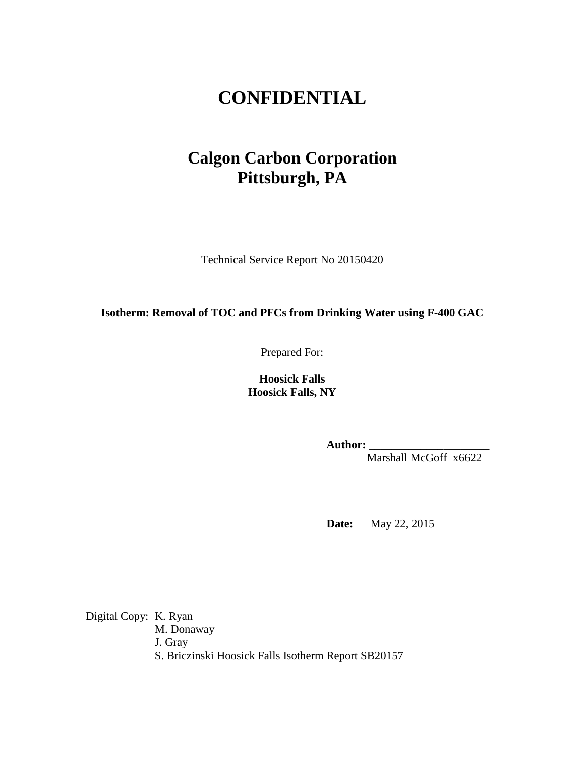# CONFIDENTIAL

## Calgon Carbon Corporation
## Pittsburgh, PA

Technical Service Report No 20150420

**Isotherm: Removal of TOC and PFCs from Drinking Water using F-400 GAC**

Prepared For:

**Hoosick Falls**
**Hoosick Falls, NY**

**Author:** ____________________
Marshall McGoff x6622

**Date:** May 22, 2015

Digital Copy: K. Ryan
M. Donaway
J. Gray
S. Briczinski Hoosick Falls Isotherm Report SB20157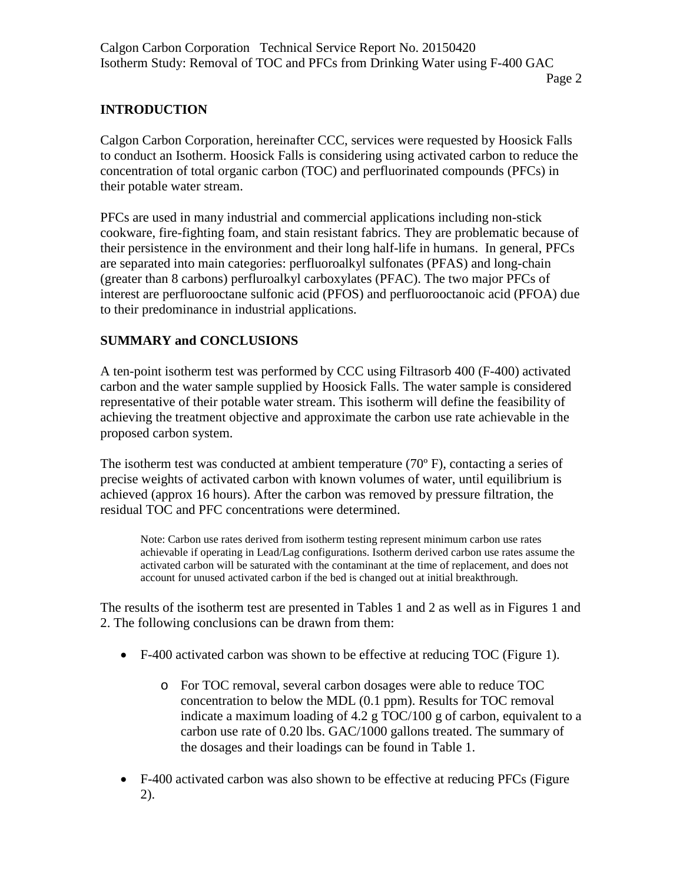## INTRODUCTION

Calgon Carbon Corporation, hereinafter CCC, services were requested by Hoosick Falls to conduct an Isotherm. Hoosick Falls is considering using activated carbon to reduce the concentration of total organic carbon (TOC) and perfluorinated compounds (PFCs) in their potable water stream.

PFCs are used in many industrial and commercial applications including non-stick cookware, fire-fighting foam, and stain resistant fabrics. They are problematic because of their persistence in the environment and their long half-life in humans. In general, PFCs are separated into main categories: perfluoroalkyl sulfonates (PFAS) and long-chain (greater than 8 carbons) perfluroalkyl carboxylates (PFAC). The two major PFCs of interest are perfluorooctane sulfonic acid (PFOS) and perfluorooctanoic acid (PFOA) due to their predominance in industrial applications.

## SUMMARY and CONCLUSIONS

A ten-point isotherm test was performed by CCC using Filtrasorb 400 (F-400) activated carbon and the water sample supplied by Hoosick Falls. The water sample is considered representative of their potable water stream. This isotherm will define the feasibility of achieving the treatment objective and approximate the carbon use rate achievable in the proposed carbon system.

The isotherm test was conducted at ambient temperature (70º F), contacting a series of precise weights of activated carbon with known volumes of water, until equilibrium is achieved (approx 16 hours). After the carbon was removed by pressure filtration, the residual TOC and PFC concentrations were determined.

> Note: Carbon use rates derived from isotherm testing represent minimum carbon use rates achievable if operating in Lead/Lag configurations. Isotherm derived carbon use rates assume the activated carbon will be saturated with the contaminant at the time of replacement, and does not account for unused activated carbon if the bed is changed out at initial breakthrough.

The results of the isotherm test are presented in Tables 1 and 2 as well as in Figures 1 and 2. The following conclusions can be drawn from them:

- F-400 activated carbon was shown to be effective at reducing TOC (Figure 1).
    - For TOC removal, several carbon dosages were able to reduce TOC concentration to below the MDL (0.1 ppm). Results for TOC removal indicate a maximum loading of 4.2 g TOC/100 g of carbon, equivalent to a carbon use rate of 0.20 lbs. GAC/1000 gallons treated. The summary of the dosages and their loadings can be found in Table 1.
- F-400 activated carbon was also shown to be effective at reducing PFCs (Figure 2).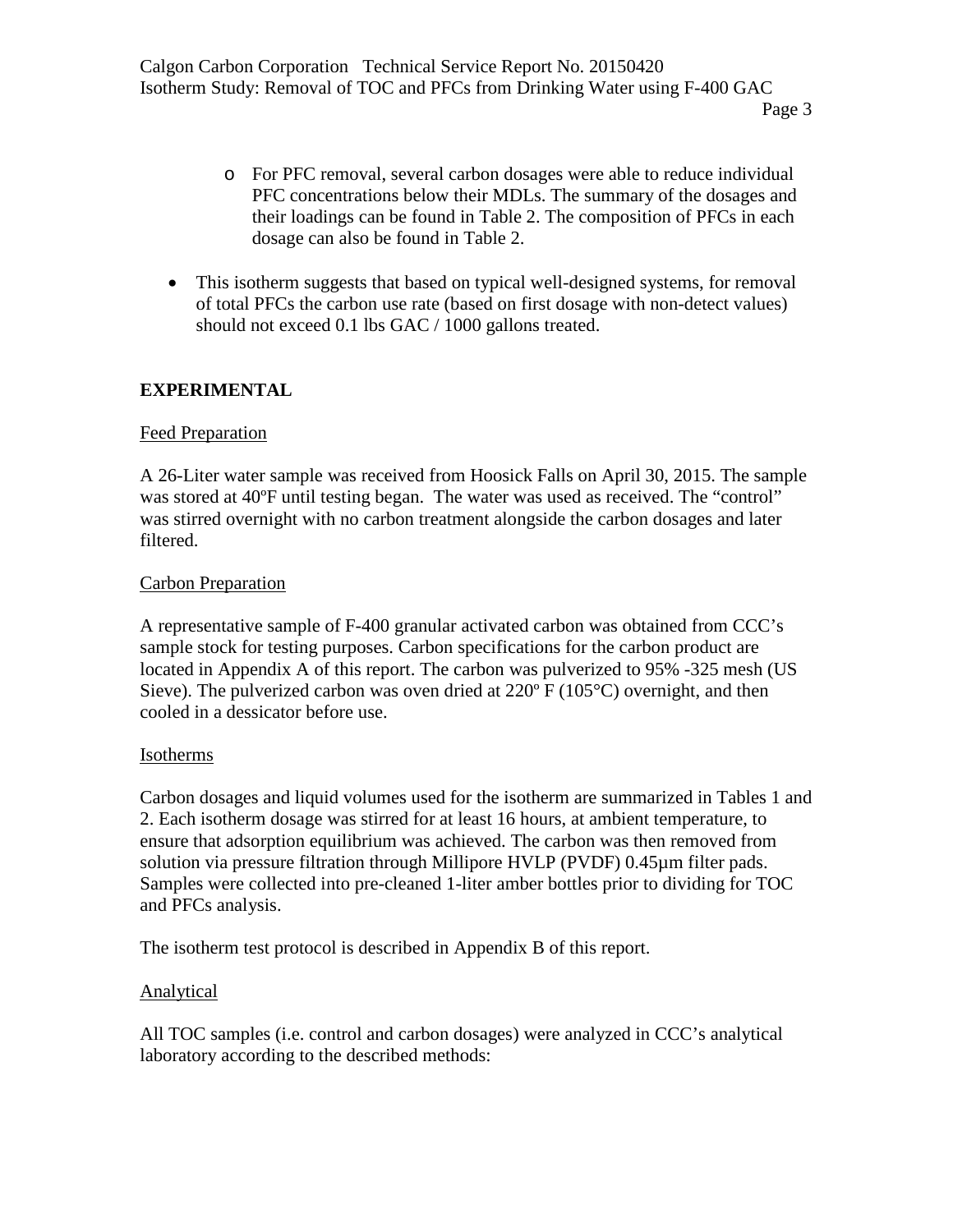- For PFC removal, several carbon dosages were able to reduce individual PFC concentrations below their MDLs. The summary of the dosages and their loadings can be found in Table 2. The composition of PFCs in each dosage can also be found in Table 2.

- This isotherm suggests that based on typical well-designed systems, for removal of total PFCs the carbon use rate (based on first dosage with non-detect values) should not exceed 0.1 lbs GAC / 1000 gallons treated.

## EXPERIMENTAL

### Feed Preparation

A 26-Liter water sample was received from Hoosick Falls on April 30, 2015. The sample was stored at 40ºF until testing began. The water was used as received. The "control" was stirred overnight with no carbon treatment alongside the carbon dosages and later filtered.

### Carbon Preparation

A representative sample of F-400 granular activated carbon was obtained from CCC's sample stock for testing purposes. Carbon specifications for the carbon product are located in Appendix A of this report. The carbon was pulverized to 95% -325 mesh (US Sieve). The pulverized carbon was oven dried at 220º F (105°C) overnight, and then cooled in a dessicator before use.

### Isotherms

Carbon dosages and liquid volumes used for the isotherm are summarized in Tables 1 and 2. Each isotherm dosage was stirred for at least 16 hours, at ambient temperature, to ensure that adsorption equilibrium was achieved. The carbon was then removed from solution via pressure filtration through Millipore HVLP (PVDF) 0.45µm filter pads. Samples were collected into pre-cleaned 1-liter amber bottles prior to dividing for TOC and PFCs analysis.

The isotherm test protocol is described in Appendix B of this report.

### Analytical

All TOC samples (i.e. control and carbon dosages) were analyzed in CCC's analytical laboratory according to the described methods: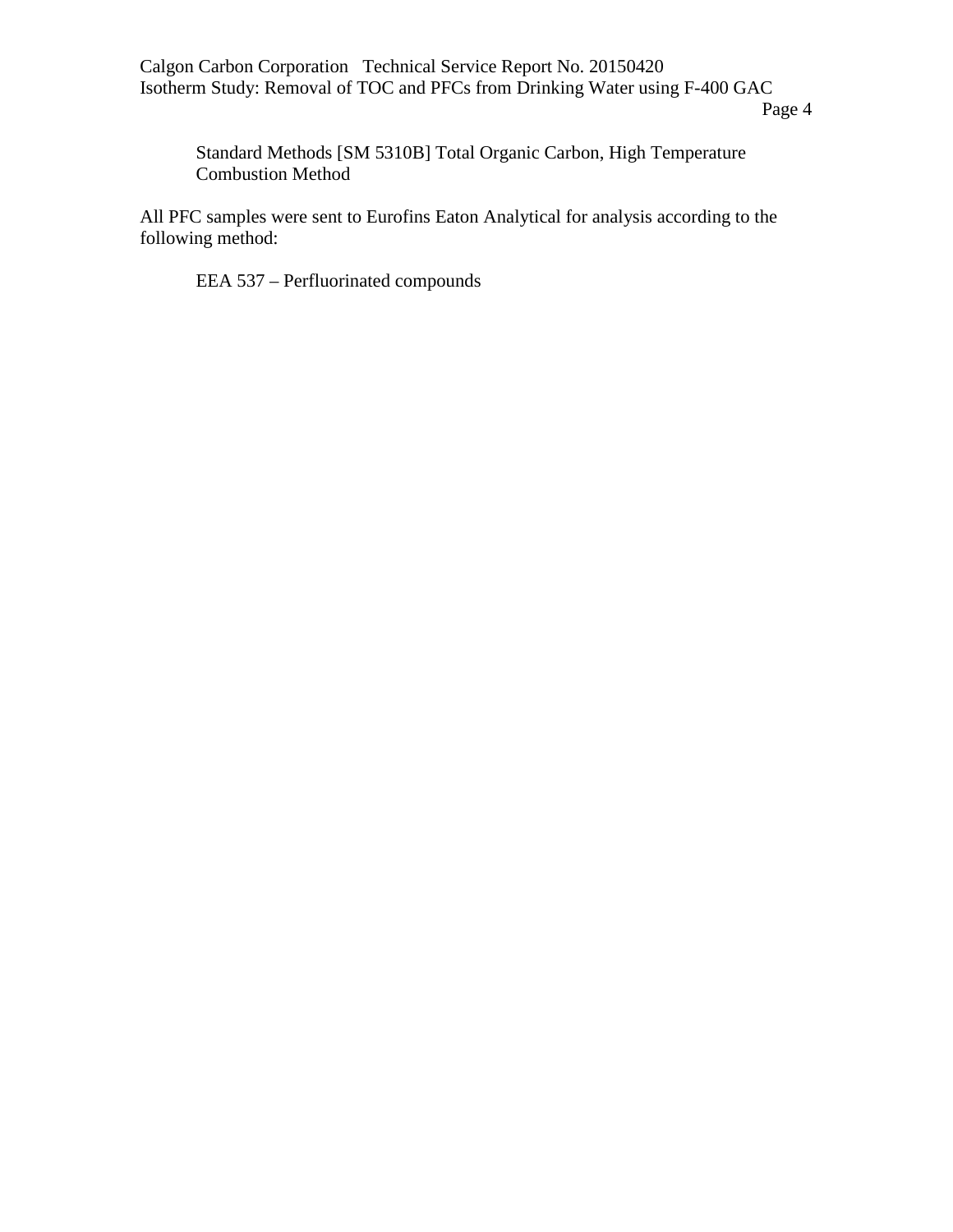Standard Methods [SM 5310B] Total Organic Carbon, High Temperature Combustion Method

All PFC samples were sent to Eurofins Eaton Analytical for analysis according to the following method:

EEA 537 – Perfluorinated compounds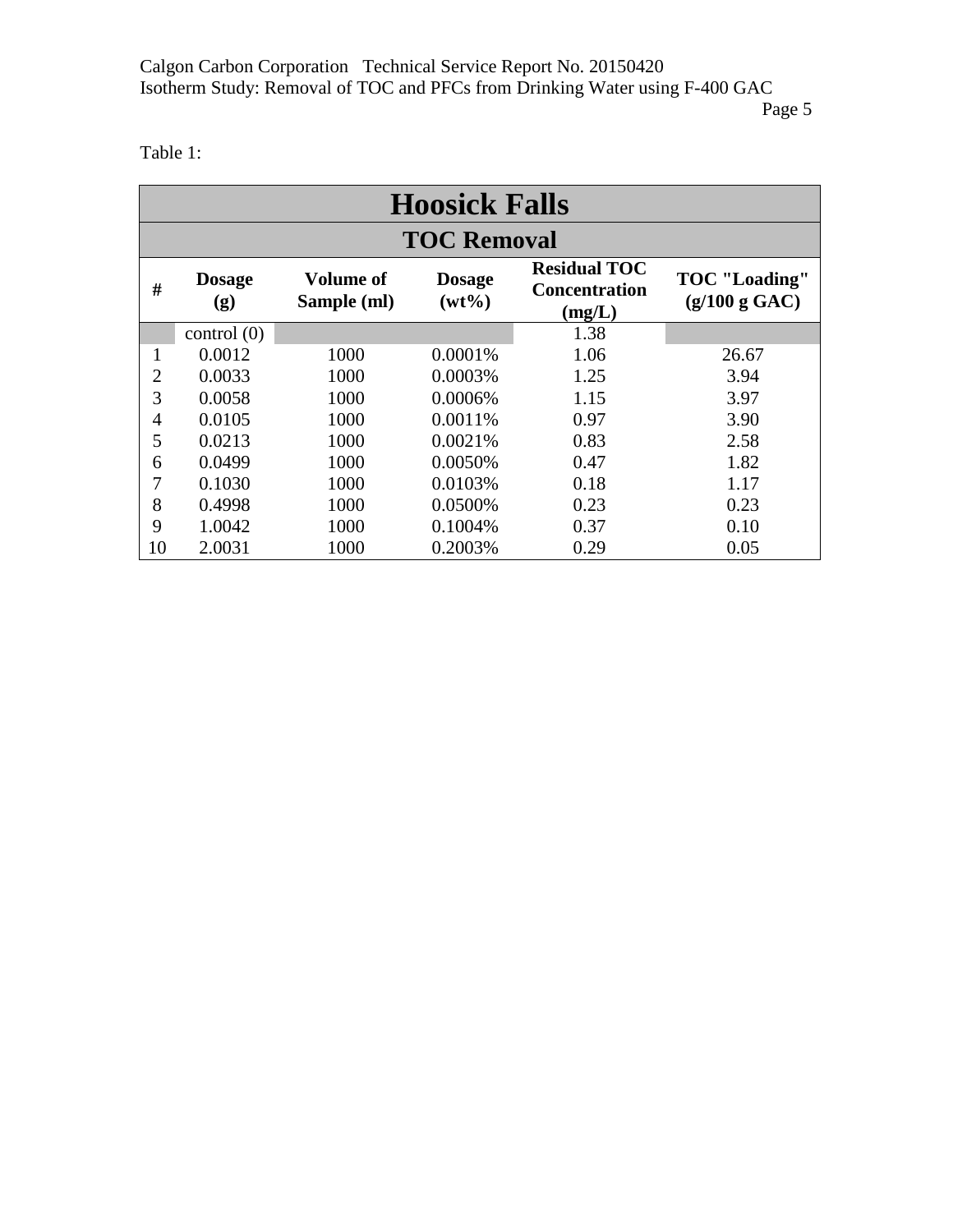Table 1:

| Hoosick Falls | | | | | |
|---|---|---|---|---|---|
| **TOC Removal** | | | | | |
| **#** | **Dosage (g)** | **Volume of Sample (ml)** | **Dosage (wt%)** | **Residual TOC Concentration (mg/L)** | **TOC "Loading" (g/100 g GAC)** |
| | control (0) | | | 1.38 | |
| 1 | 0.0012 | 1000 | 0.0001% | 1.06 | 26.67 |
| 2 | 0.0033 | 1000 | 0.0003% | 1.25 | 3.94 |
| 3 | 0.0058 | 1000 | 0.0006% | 1.15 | 3.97 |
| 4 | 0.0105 | 1000 | 0.0011% | 0.97 | 3.90 |
| 5 | 0.0213 | 1000 | 0.0021% | 0.83 | 2.58 |
| 6 | 0.0499 | 1000 | 0.0050% | 0.47 | 1.82 |
| 7 | 0.1030 | 1000 | 0.0103% | 0.18 | 1.17 |
| 8 | 0.4998 | 1000 | 0.0500% | 0.23 | 0.23 |
| 9 | 1.0042 | 1000 | 0.1004% | 0.37 | 0.10 |
| 10 | 2.0031 | 1000 | 0.2003% | 0.29 | 0.05 |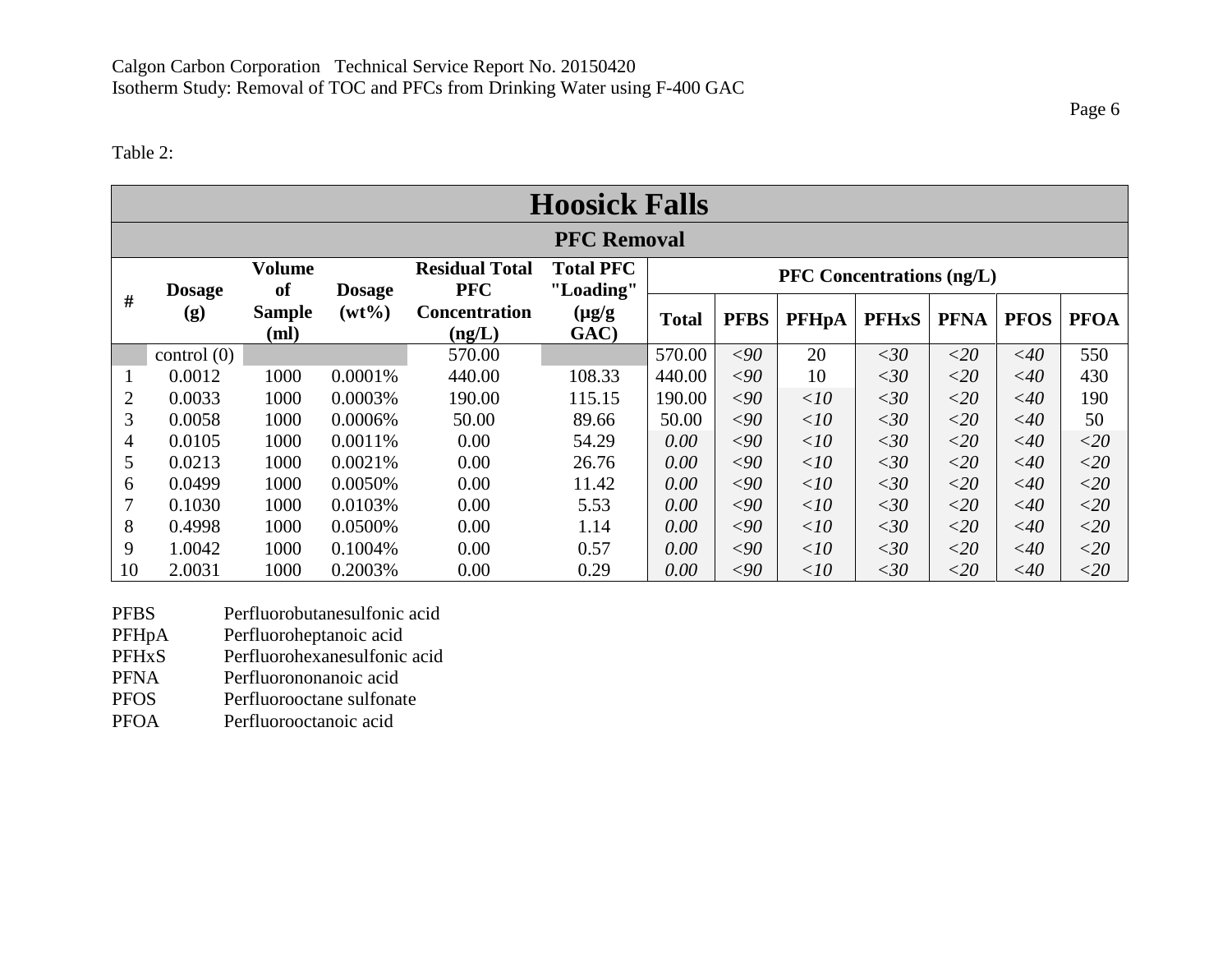Table 2:

| Hoosick Falls | | | | | | | | | | | | | |
|---|---|---|---|---|---|---|---|---|---|---|---|---|---|
| **PFC Removal** | | | | | | | | | | | | | |
| **#** | **Dosage (g)** | **Volume of Sample (ml)** | **Dosage (wt%)** | **Residual Total PFC Concentration (ng/L)** | **Total PFC "Loading" (µg/g GAC)** | **PFC Concentrations (ng/L)** | | | | | | | |
| | | | | | | **Total** | **PFBS** | **PFHpA** | **PFHxS** | **PFNA** | **PFOS** | **PFOA** |
| | control (0) | | | 570.00 | | 570.00 | <90 | 20 | <30 | <20 | <40 | 550 |
| 1 | 0.0012 | 1000 | 0.0001% | 440.00 | 108.33 | 440.00 | <90 | 10 | <30 | <20 | <40 | 430 |
| 2 | 0.0033 | 1000 | 0.0003% | 190.00 | 115.15 | 190.00 | <90 | <10 | <30 | <20 | <40 | 190 |
| 3 | 0.0058 | 1000 | 0.0006% | 50.00 | 89.66 | 50.00 | <90 | <10 | <30 | <20 | <40 | 50 |
| 4 | 0.0105 | 1000 | 0.0011% | 0.00 | 54.29 | 0.00 | <90 | <10 | <30 | <20 | <40 | <20 |
| 5 | 0.0213 | 1000 | 0.0021% | 0.00 | 26.76 | 0.00 | <90 | <10 | <30 | <20 | <40 | <20 |
| 6 | 0.0499 | 1000 | 0.0050% | 0.00 | 11.42 | 0.00 | <90 | <10 | <30 | <20 | <40 | <20 |
| 7 | 0.1030 | 1000 | 0.0103% | 0.00 | 5.53 | 0.00 | <90 | <10 | <30 | <20 | <40 | <20 |
| 8 | 0.4998 | 1000 | 0.0500% | 0.00 | 1.14 | 0.00 | <90 | <10 | <30 | <20 | <40 | <20 |
| 9 | 1.0042 | 1000 | 0.1004% | 0.00 | 0.57 | 0.00 | <90 | <10 | <30 | <20 | <40 | <20 |
| 10 | 2.0031 | 1000 | 0.2003% | 0.00 | 0.29 | 0.00 | <90 | <10 | <30 | <20 | <40 | <20 |

PFBS Perfluorobutanesulfonic acid
PFHpA Perfluoroheptanoic acid
PFHxS Perfluorohexanesulfonic acid
PFNA Perfluorononanoic acid
PFOS Perfluorooctane sulfonate
PFOA Perfluorooctanoic acid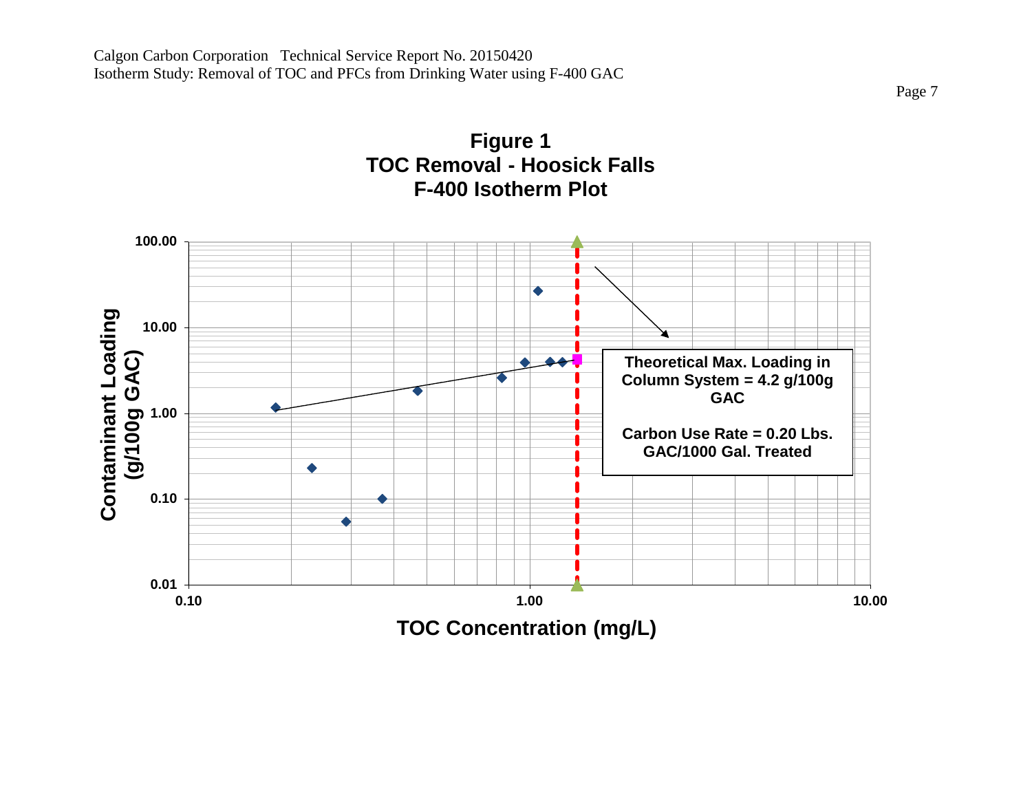**Figure 1**
**TOC Removal - Hoosick Falls**
**F-400 Isotherm Plot**

Contaminant Loading (g/100g GAC)

100.00
10.00
1.00
0.10
0.01

0.10 1.00 10.00

TOC Concentration (mg/L)

**Theoretical Max. Loading in Column System = 4.2 g/100g GAC**

**Carbon Use Rate = 0.20 Lbs. GAC/1000 Gal. Treated**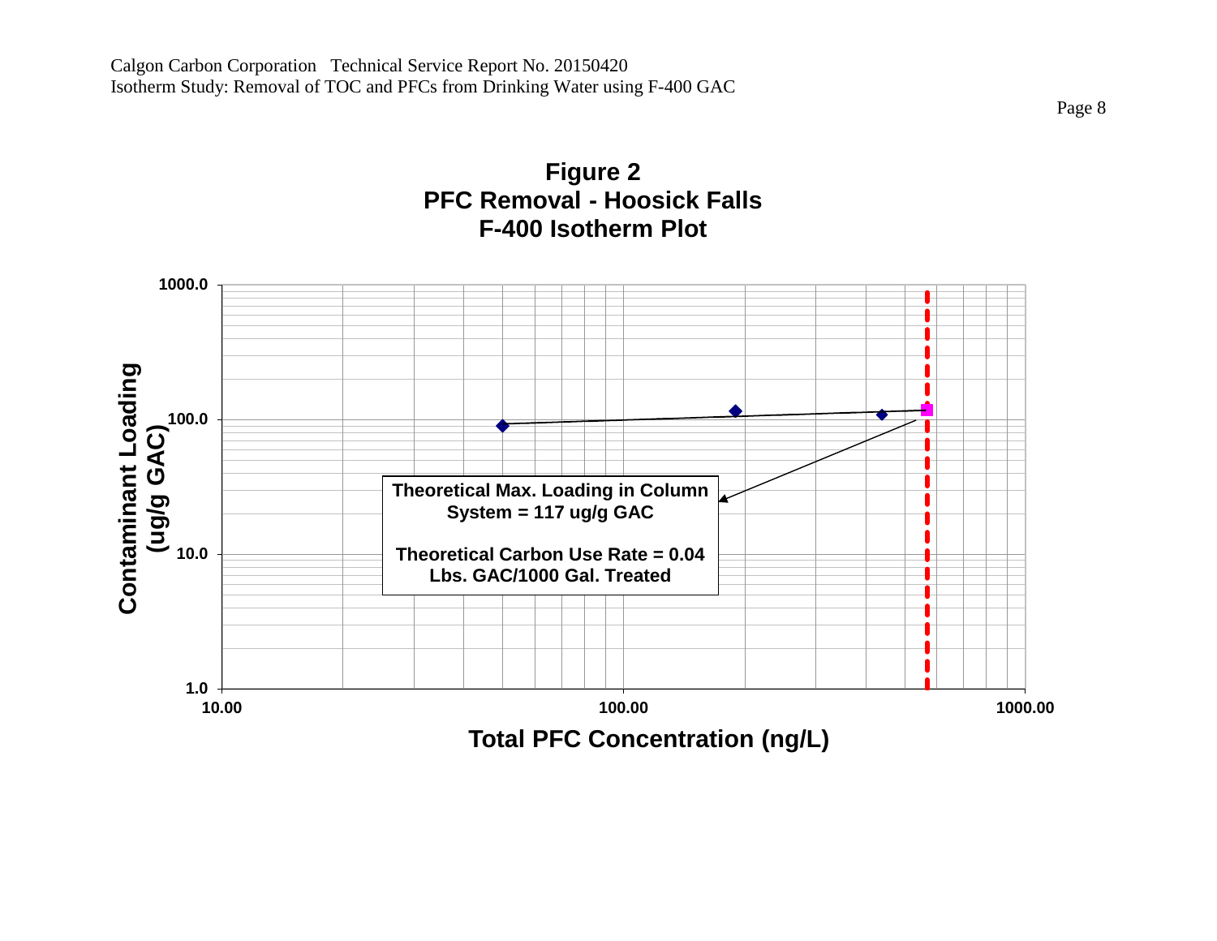**Figure 2**
**PFC Removal - Hoosick Falls**
**F-400 Isotherm Plot**

Contaminant Loading (ug/g GAC)

1000.0

100.0

10.0

1.0

10.00 100.00 1000.00

Total PFC Concentration (ng/L)

**Theoretical Max. Loading in Column System = 117 ug/g GAC**

**Theoretical Carbon Use Rate = 0.04 Lbs. GAC/1000 Gal. Treated**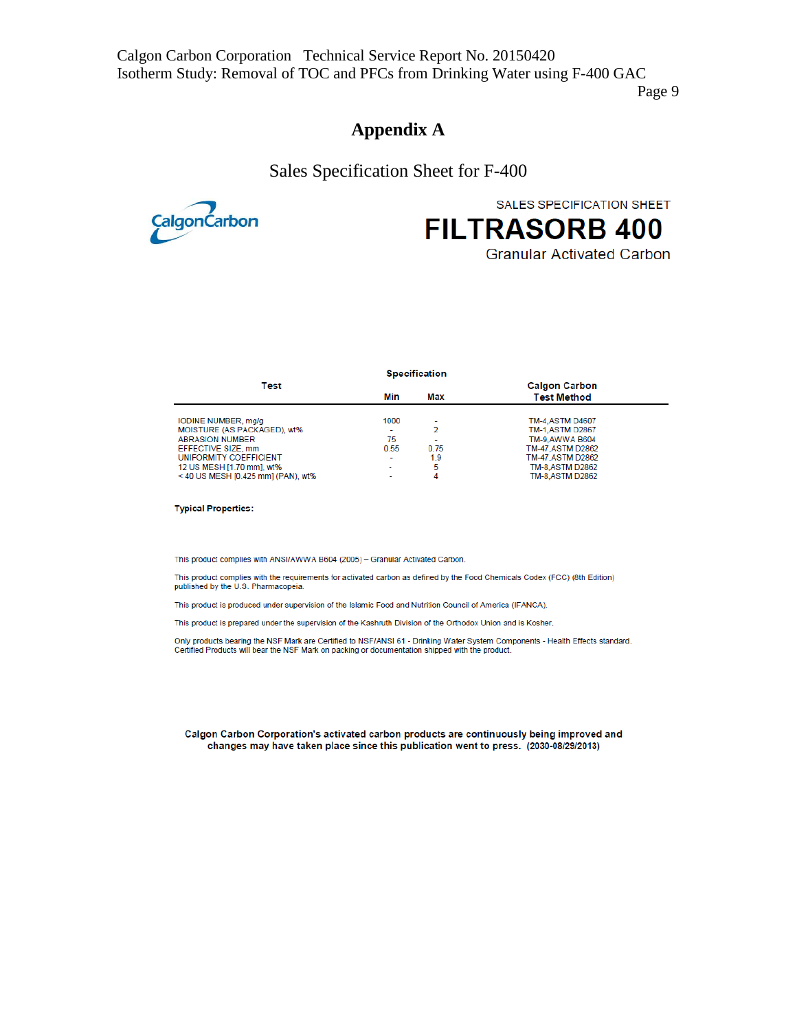# Appendix A

## Sales Specification Sheet for F-400

SALES SPECIFICATION SHEET

# FILTRASORB 400

Granular Activated Carbon

| Test | Specification | | Calgon Carbon Test Method |
|---|---|---|---|
| | Min | Max | |
| IODINE NUMBER, mg/g | 1000 | - | TM-4,ASTM D4607 |
| MOISTURE (AS PACKAGED), wt% | - | 2 | TM-1,ASTM D2867 |
| ABRASION NUMBER | 75 | - | TM-9,AWWA B604 |
| EFFECTIVE SIZE, mm | 0.55 | 0.75 | TM-47,ASTM D2862 |
| UNIFORMITY COEFFICIENT | - | 1.9 | TM-47,ASTM D2862 |
| 12 US MESH [1.70 mm], wt% | - | 5 | TM-8,ASTM D2862 |
| < 40 US MESH [0.425 mm] (PAN), wt% | - | 4 | TM-8,ASTM D2862 |

**Typical Properties:**

This product complies with ANSI/AWWA B604 (2005) – Granular Activated Carbon.

This product complies with the requirements for activated carbon as defined by the Food Chemicals Codex (FCC) (8th Edition) published by the U.S. Pharmacopeia.

This product is produced under supervision of the Islamic Food and Nutrition Council of America (IFANCA).

This product is prepared under the supervision of the Kashruth Division of the Orthodox Union and is Kosher.

Only products bearing the NSF Mark are Certified to NSF/ANSI 61 - Drinking Water System Components - Health Effects standard. Certified Products will bear the NSF Mark on packing or documentation shipped with the product.

**Calgon Carbon Corporation's activated carbon products are continuously being improved and changes may have taken place since this publication went to press. (2030-08/29/2013)**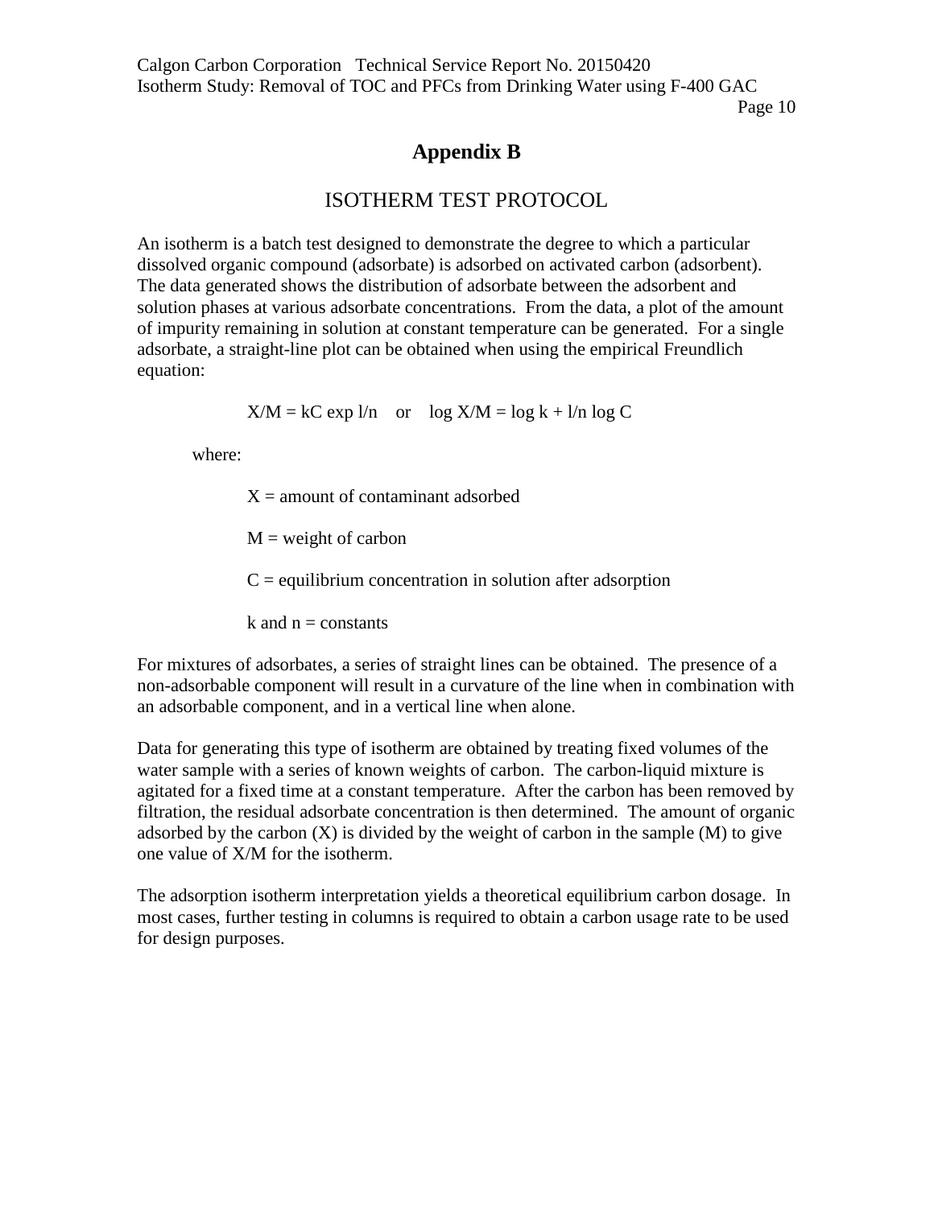# Appendix B

## ISOTHERM TEST PROTOCOL

An isotherm is a batch test designed to demonstrate the degree to which a particular dissolved organic compound (adsorbate) is adsorbed on activated carbon (adsorbent). The data generated shows the distribution of adsorbate between the adsorbent and solution phases at various adsorbate concentrations. From the data, a plot of the amount of impurity remaining in solution at constant temperature can be generated. For a single adsorbate, a straight-line plot can be obtained when using the empirical Freundlich equation:

$$X/M = kC \exp l/n \quad \text{or} \quad \log X/M = \log k + l/n \log C$$

where:

X = amount of contaminant adsorbed

M = weight of carbon

C = equilibrium concentration in solution after adsorption

k and n = constants

For mixtures of adsorbates, a series of straight lines can be obtained. The presence of a non-adsorbable component will result in a curvature of the line when in combination with an adsorbable component, and in a vertical line when alone.

Data for generating this type of isotherm are obtained by treating fixed volumes of the water sample with a series of known weights of carbon. The carbon-liquid mixture is agitated for a fixed time at a constant temperature. After the carbon has been removed by filtration, the residual adsorbate concentration is then determined. The amount of organic adsorbed by the carbon (X) is divided by the weight of carbon in the sample (M) to give one value of X/M for the isotherm.

The adsorption isotherm interpretation yields a theoretical equilibrium carbon dosage. In most cases, further testing in columns is required to obtain a carbon usage rate to be used for design purposes.